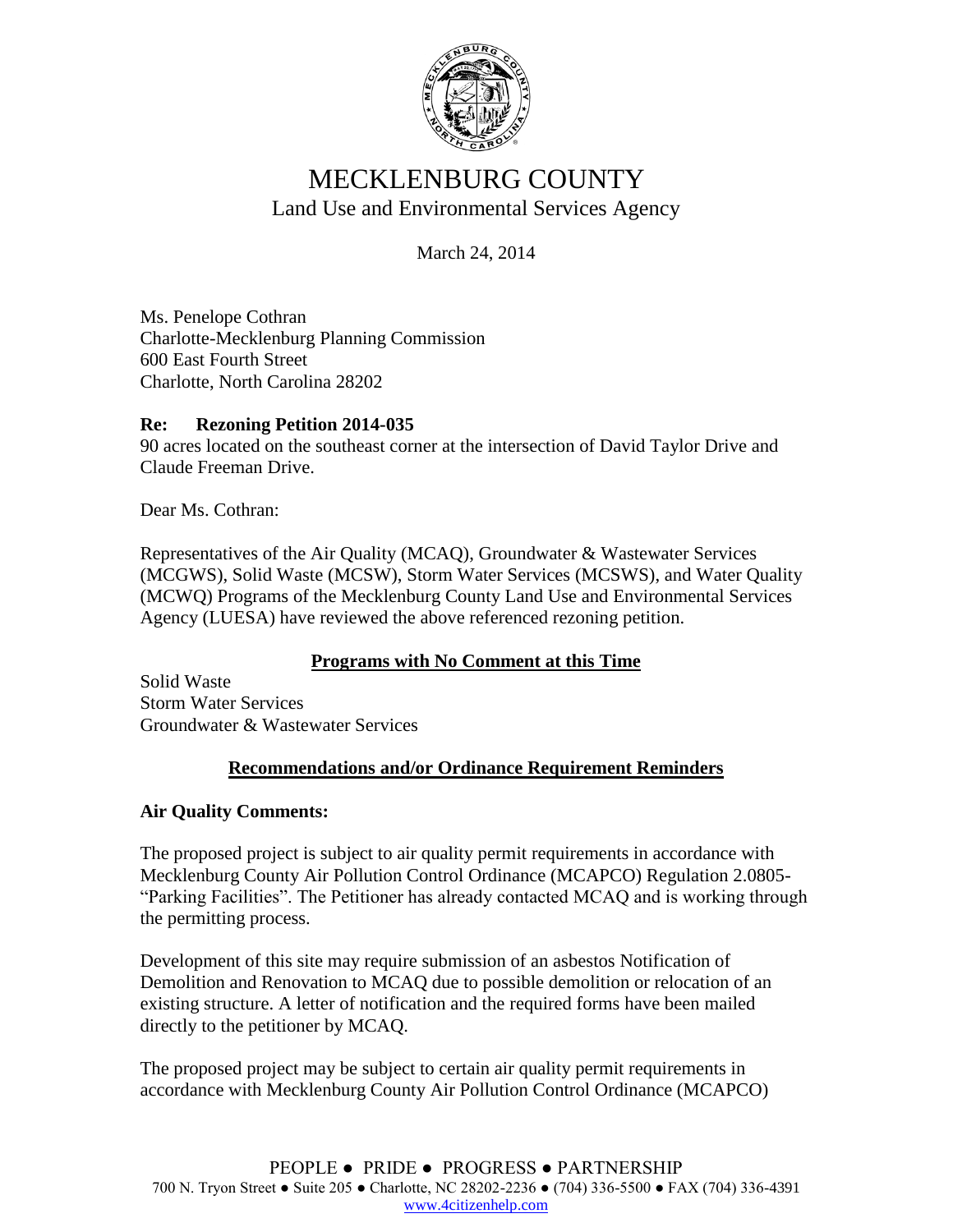# MECKLENBURG COUNTY

Land Use and Environmental Services Agency

March 24, 2014

Ms. Penelope Cothran
Charlotte-Mecklenburg Planning Commission
600 East Fourth Street
Charlotte, North Carolina 28202

**Re: Rezoning Petition 2014-035**
90 acres located on the southeast corner at the intersection of David Taylor Drive and Claude Freeman Drive.

Dear Ms. Cothran:

Representatives of the Air Quality (MCAQ), Groundwater & Wastewater Services (MCGWS), Solid Waste (MCSW), Storm Water Services (MCSWS), and Water Quality (MCWQ) Programs of the Mecklenburg County Land Use and Environmental Services Agency (LUESA) have reviewed the above referenced rezoning petition.

**Programs with No Comment at this Time**

Solid Waste
Storm Water Services
Groundwater & Wastewater Services

**Recommendations and/or Ordinance Requirement Reminders**

**Air Quality Comments:**

The proposed project is subject to air quality permit requirements in accordance with Mecklenburg County Air Pollution Control Ordinance (MCAPCO) Regulation 2.0805- "Parking Facilities". The Petitioner has already contacted MCAQ and is working through the permitting process.

Development of this site may require submission of an asbestos Notification of Demolition and Renovation to MCAQ due to possible demolition or relocation of an existing structure. A letter of notification and the required forms have been mailed directly to the petitioner by MCAQ.

The proposed project may be subject to certain air quality permit requirements in accordance with Mecklenburg County Air Pollution Control Ordinance (MCAPCO)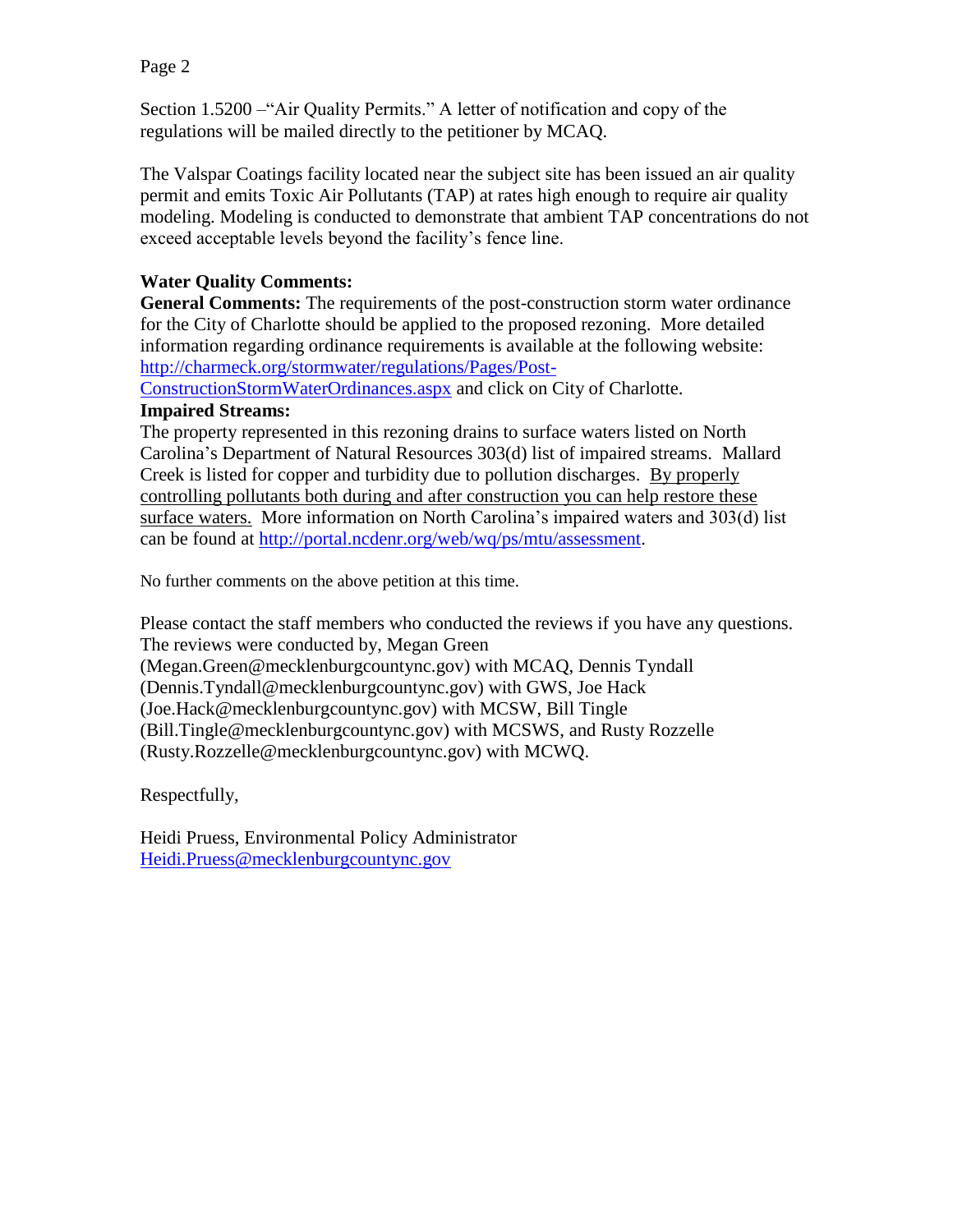Section 1.5200 –"Air Quality Permits." A letter of notification and copy of the regulations will be mailed directly to the petitioner by MCAQ.

The Valspar Coatings facility located near the subject site has been issued an air quality permit and emits Toxic Air Pollutants (TAP) at rates high enough to require air quality modeling. Modeling is conducted to demonstrate that ambient TAP concentrations do not exceed acceptable levels beyond the facility's fence line.

**Water Quality Comments:**

**General Comments:** The requirements of the post-construction storm water ordinance for the City of Charlotte should be applied to the proposed rezoning. More detailed information regarding ordinance requirements is available at the following website: http://charmeck.org/stormwater/regulations/Pages/Post-ConstructionStormWaterOrdinances.aspx and click on City of Charlotte.

**Impaired Streams:**

The property represented in this rezoning drains to surface waters listed on North Carolina's Department of Natural Resources 303(d) list of impaired streams. Mallard Creek is listed for copper and turbidity due to pollution discharges. By properly controlling pollutants both during and after construction you can help restore these surface waters. More information on North Carolina's impaired waters and 303(d) list can be found at http://portal.ncdenr.org/web/wq/ps/mtu/assessment.

No further comments on the above petition at this time.

Please contact the staff members who conducted the reviews if you have any questions. The reviews were conducted by, Megan Green (Megan.Green@mecklenburgcountync.gov) with MCAQ, Dennis Tyndall (Dennis.Tyndall@mecklenburgcountync.gov) with GWS, Joe Hack (Joe.Hack@mecklenburgcountync.gov) with MCSW, Bill Tingle (Bill.Tingle@mecklenburgcountync.gov) with MCSWS, and Rusty Rozzelle (Rusty.Rozzelle@mecklenburgcountync.gov) with MCWQ.

Respectfully,

Heidi Pruess, Environmental Policy Administrator
Heidi.Pruess@mecklenburgcountync.gov